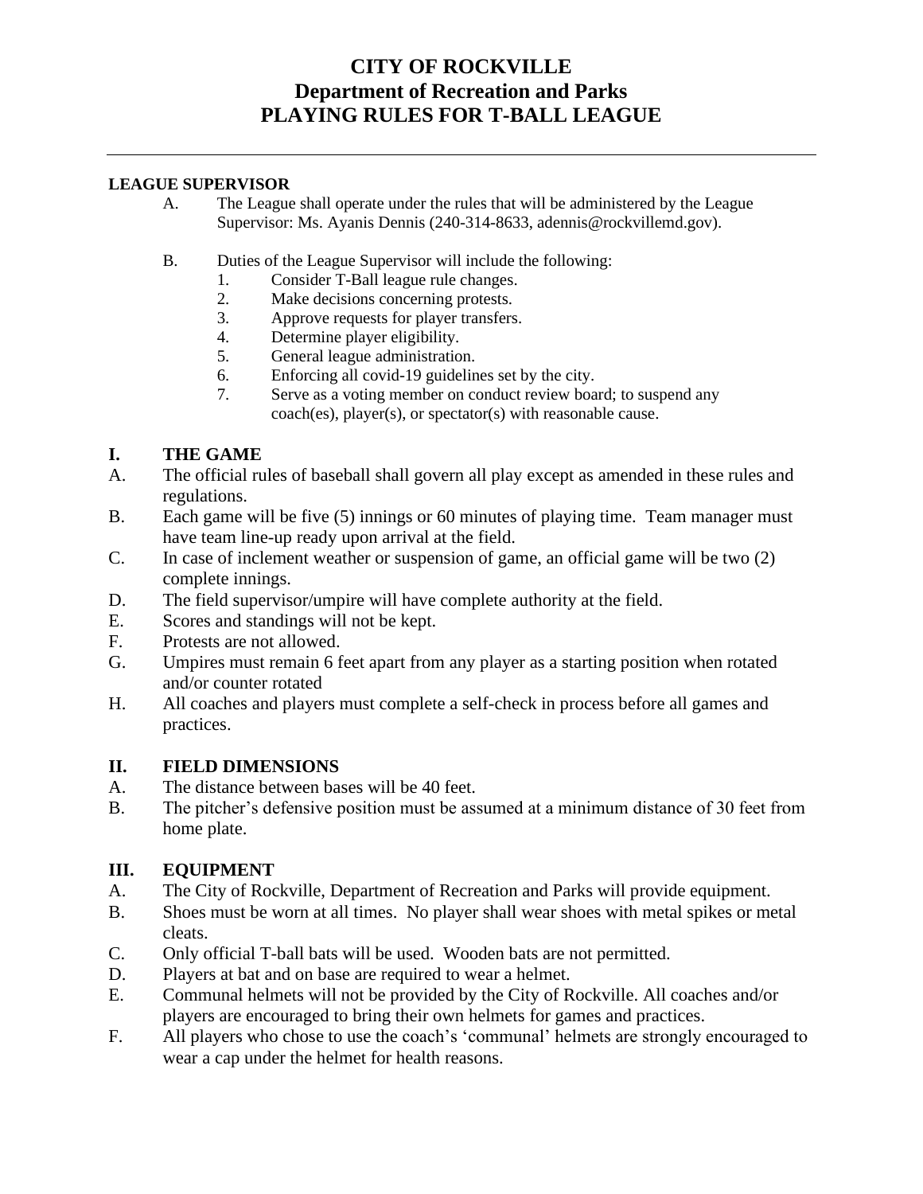# CITY OF ROCKVILLE
# Department of Recreation and Parks
# PLAYING RULES FOR T-BALL LEAGUE

---

**LEAGUE SUPERVISOR**

A. The League shall operate under the rules that will be administered by the League Supervisor: Ms. Ayanis Dennis (240-314-8633, adennis@rockvillemd.gov).

B. Duties of the League Supervisor will include the following:
   1. Consider T-Ball league rule changes.
   2. Make decisions concerning protests.
   3. Approve requests for player transfers.
   4. Determine player eligibility.
   5. General league administration.
   6. Enforcing all covid-19 guidelines set by the city.
   7. Serve as a voting member on conduct review board; to suspend any coach(es), player(s), or spectator(s) with reasonable cause.

## I. THE GAME

A. The official rules of baseball shall govern all play except as amended in these rules and regulations.

B. Each game will be five (5) innings or 60 minutes of playing time. Team manager must have team line-up ready upon arrival at the field.

C. In case of inclement weather or suspension of game, an official game will be two (2) complete innings.

D. The field supervisor/umpire will have complete authority at the field.

E. Scores and standings will not be kept.

F. Protests are not allowed.

G. Umpires must remain 6 feet apart from any player as a starting position when rotated and/or counter rotated

H. All coaches and players must complete a self-check in process before all games and practices.

## II. FIELD DIMENSIONS

A. The distance between bases will be 40 feet.

B. The pitcher's defensive position must be assumed at a minimum distance of 30 feet from home plate.

## III. EQUIPMENT

A. The City of Rockville, Department of Recreation and Parks will provide equipment.

B. Shoes must be worn at all times. No player shall wear shoes with metal spikes or metal cleats.

C. Only official T-ball bats will be used. Wooden bats are not permitted.

D. Players at bat and on base are required to wear a helmet.

E. Communal helmets will not be provided by the City of Rockville. All coaches and/or players are encouraged to bring their own helmets for games and practices.

F. All players who chose to use the coach's 'communal' helmets are strongly encouraged to wear a cap under the helmet for health reasons.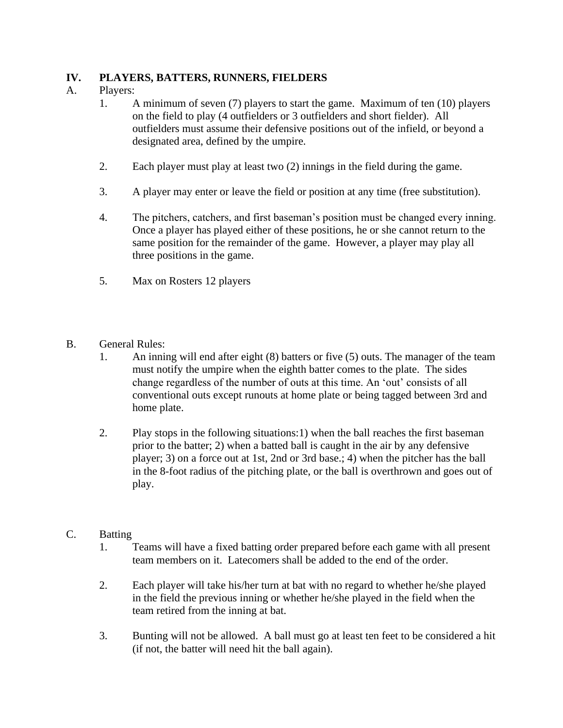## IV. PLAYERS, BATTERS, RUNNERS, FIELDERS

A. Players:

1. A minimum of seven (7) players to start the game. Maximum of ten (10) players on the field to play (4 outfielders or 3 outfielders and short fielder). All outfielders must assume their defensive positions out of the infield, or beyond a designated area, defined by the umpire.

2. Each player must play at least two (2) innings in the field during the game.

3. A player may enter or leave the field or position at any time (free substitution).

4. The pitchers, catchers, and first baseman's position must be changed every inning. Once a player has played either of these positions, he or she cannot return to the same position for the remainder of the game. However, a player may play all three positions in the game.

5. Max on Rosters 12 players

B. General Rules:

1. An inning will end after eight (8) batters or five (5) outs. The manager of the team must notify the umpire when the eighth batter comes to the plate. The sides change regardless of the number of outs at this time. An 'out' consists of all conventional outs except runouts at home plate or being tagged between 3rd and home plate.

2. Play stops in the following situations:1) when the ball reaches the first baseman prior to the batter; 2) when a batted ball is caught in the air by any defensive player; 3) on a force out at 1st, 2nd or 3rd base.; 4) when the pitcher has the ball in the 8-foot radius of the pitching plate, or the ball is overthrown and goes out of play.

C. Batting

1. Teams will have a fixed batting order prepared before each game with all present team members on it. Latecomers shall be added to the end of the order.

2. Each player will take his/her turn at bat with no regard to whether he/she played in the field the previous inning or whether he/she played in the field when the team retired from the inning at bat.

3. Bunting will not be allowed. A ball must go at least ten feet to be considered a hit (if not, the batter will need hit the ball again).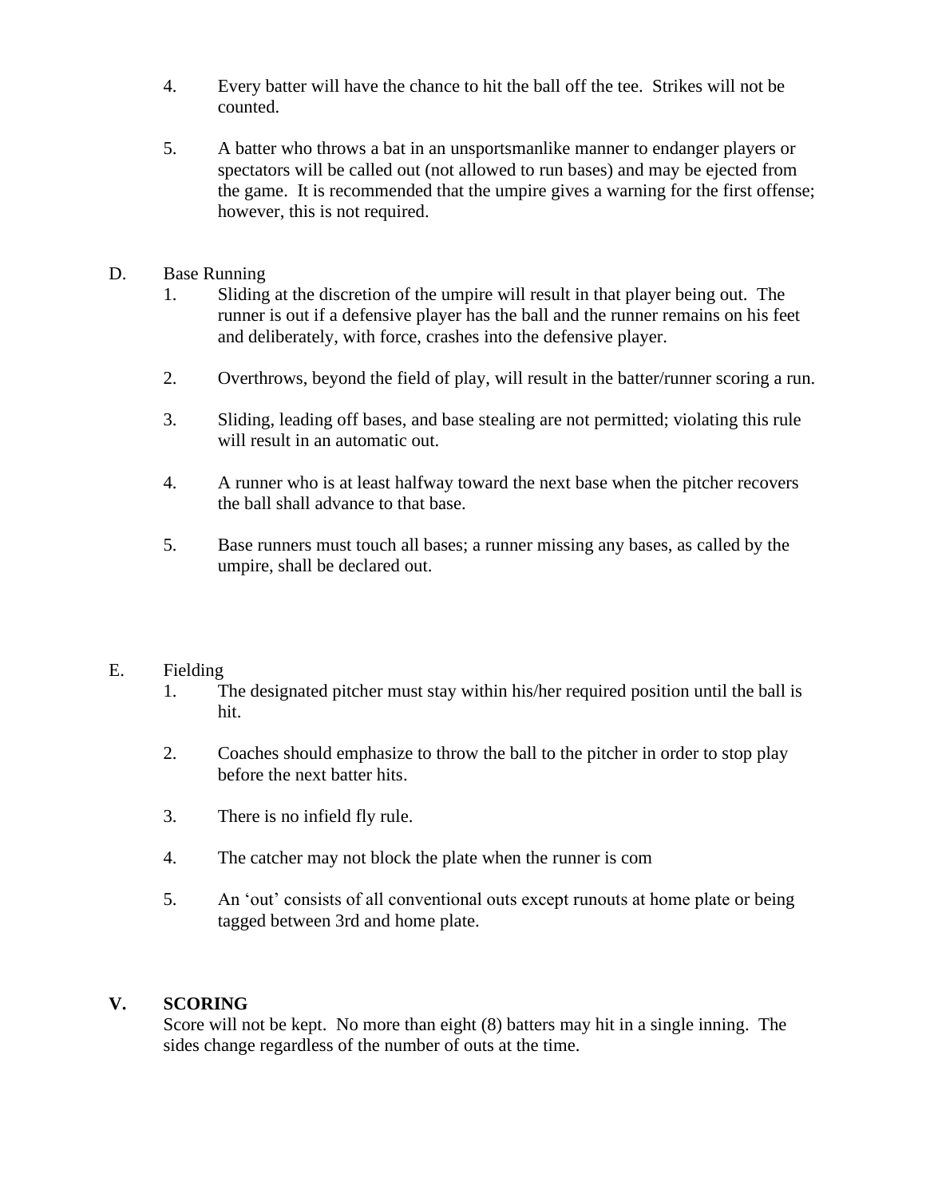4. Every batter will have the chance to hit the ball off the tee. Strikes will not be counted.

5. A batter who throws a bat in an unsportsmanlike manner to endanger players or spectators will be called out (not allowed to run bases) and may be ejected from the game. It is recommended that the umpire gives a warning for the first offense; however, this is not required.

D. Base Running

1. Sliding at the discretion of the umpire will result in that player being out. The runner is out if a defensive player has the ball and the runner remains on his feet and deliberately, with force, crashes into the defensive player.

2. Overthrows, beyond the field of play, will result in the batter/runner scoring a run.

3. Sliding, leading off bases, and base stealing are not permitted; violating this rule will result in an automatic out.

4. A runner who is at least halfway toward the next base when the pitcher recovers the ball shall advance to that base.

5. Base runners must touch all bases; a runner missing any bases, as called by the umpire, shall be declared out.

E. Fielding

1. The designated pitcher must stay within his/her required position until the ball is hit.

2. Coaches should emphasize to throw the ball to the pitcher in order to stop play before the next batter hits.

3. There is no infield fly rule.

4. The catcher may not block the plate when the runner is com

5. An 'out' consists of all conventional outs except runouts at home plate or being tagged between 3rd and home plate.

## V. SCORING

Score will not be kept. No more than eight (8) batters may hit in a single inning. The sides change regardless of the number of outs at the time.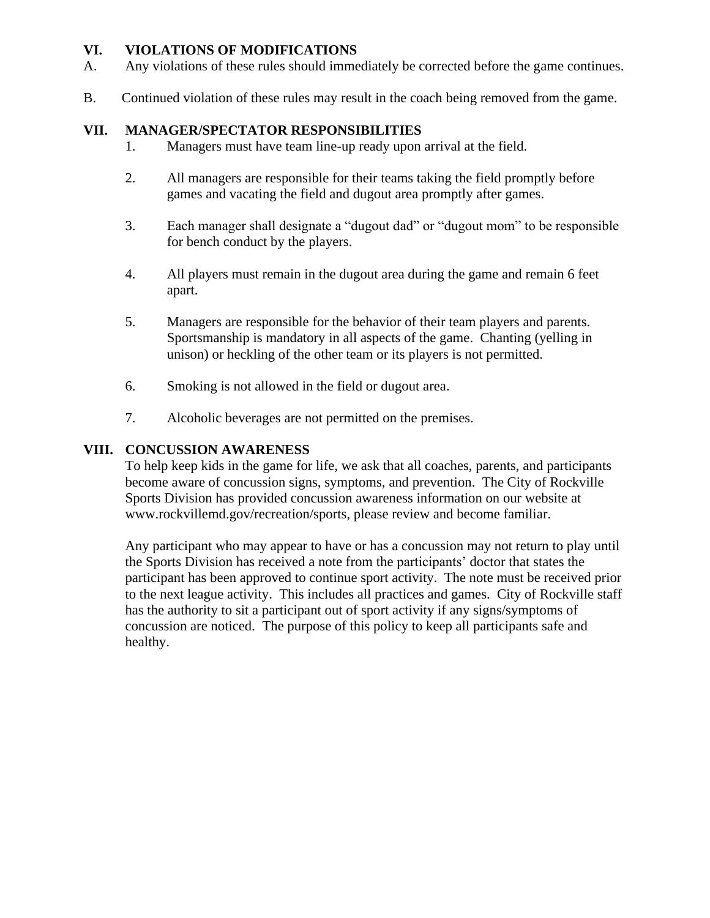## VI. VIOLATIONS OF MODIFICATIONS

A. Any violations of these rules should immediately be corrected before the game continues.

B. Continued violation of these rules may result in the coach being removed from the game.

## VII. MANAGER/SPECTATOR RESPONSIBILITIES

1. Managers must have team line-up ready upon arrival at the field.

2. All managers are responsible for their teams taking the field promptly before games and vacating the field and dugout area promptly after games.

3. Each manager shall designate a "dugout dad" or "dugout mom" to be responsible for bench conduct by the players.

4. All players must remain in the dugout area during the game and remain 6 feet apart.

5. Managers are responsible for the behavior of their team players and parents. Sportsmanship is mandatory in all aspects of the game. Chanting (yelling in unison) or heckling of the other team or its players is not permitted.

6. Smoking is not allowed in the field or dugout area.

7. Alcoholic beverages are not permitted on the premises.

## VIII. CONCUSSION AWARENESS

To help keep kids in the game for life, we ask that all coaches, parents, and participants become aware of concussion signs, symptoms, and prevention. The City of Rockville Sports Division has provided concussion awareness information on our website at www.rockvillemd.gov/recreation/sports, please review and become familiar.

Any participant who may appear to have or has a concussion may not return to play until the Sports Division has received a note from the participants' doctor that states the participant has been approved to continue sport activity. The note must be received prior to the next league activity. This includes all practices and games. City of Rockville staff has the authority to sit a participant out of sport activity if any signs/symptoms of concussion are noticed. The purpose of this policy to keep all participants safe and healthy.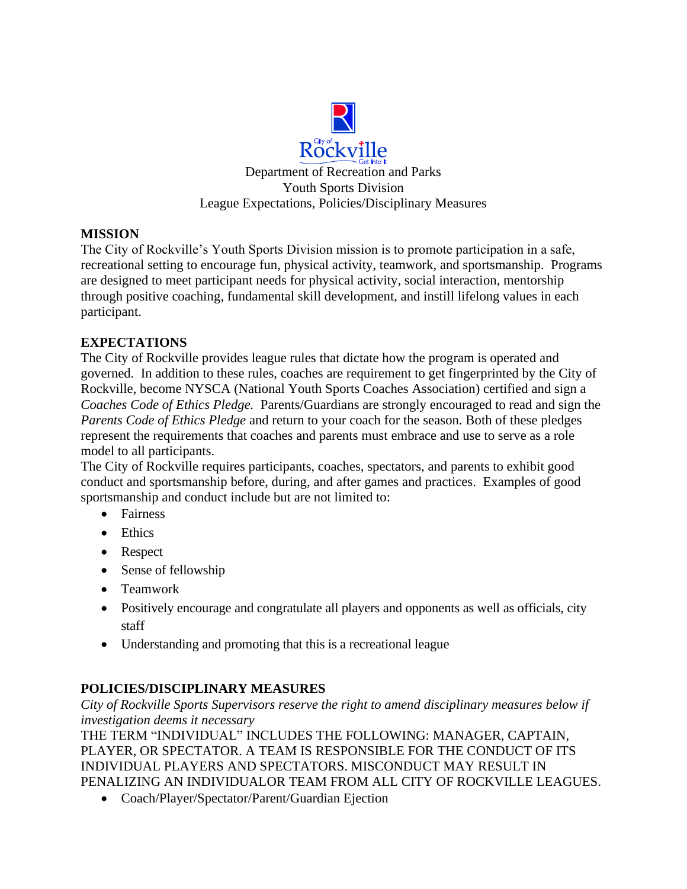Department of Recreation and Parks
Youth Sports Division
League Expectations, Policies/Disciplinary Measures

## MISSION

The City of Rockville's Youth Sports Division mission is to promote participation in a safe, recreational setting to encourage fun, physical activity, teamwork, and sportsmanship. Programs are designed to meet participant needs for physical activity, social interaction, mentorship through positive coaching, fundamental skill development, and instill lifelong values in each participant.

## EXPECTATIONS

The City of Rockville provides league rules that dictate how the program is operated and governed. In addition to these rules, coaches are requirement to get fingerprinted by the City of Rockville, become NYSCA (National Youth Sports Coaches Association) certified and sign a *Coaches Code of Ethics Pledge.* Parents/Guardians are strongly encouraged to read and sign the *Parents Code of Ethics Pledge* and return to your coach for the season. Both of these pledges represent the requirements that coaches and parents must embrace and use to serve as a role model to all participants.

The City of Rockville requires participants, coaches, spectators, and parents to exhibit good conduct and sportsmanship before, during, and after games and practices. Examples of good sportsmanship and conduct include but are not limited to:

- Fairness
- Ethics
- Respect
- Sense of fellowship
- Teamwork
- Positively encourage and congratulate all players and opponents as well as officials, city staff
- Understanding and promoting that this is a recreational league

## POLICIES/DISCIPLINARY MEASURES

*City of Rockville Sports Supervisors reserve the right to amend disciplinary measures below if investigation deems it necessary*

THE TERM "INDIVIDUAL" INCLUDES THE FOLLOWING: MANAGER, CAPTAIN, PLAYER, OR SPECTATOR. A TEAM IS RESPONSIBLE FOR THE CONDUCT OF ITS INDIVIDUAL PLAYERS AND SPECTATORS. MISCONDUCT MAY RESULT IN PENALIZING AN INDIVIDUALOR TEAM FROM ALL CITY OF ROCKVILLE LEAGUES.

- Coach/Player/Spectator/Parent/Guardian Ejection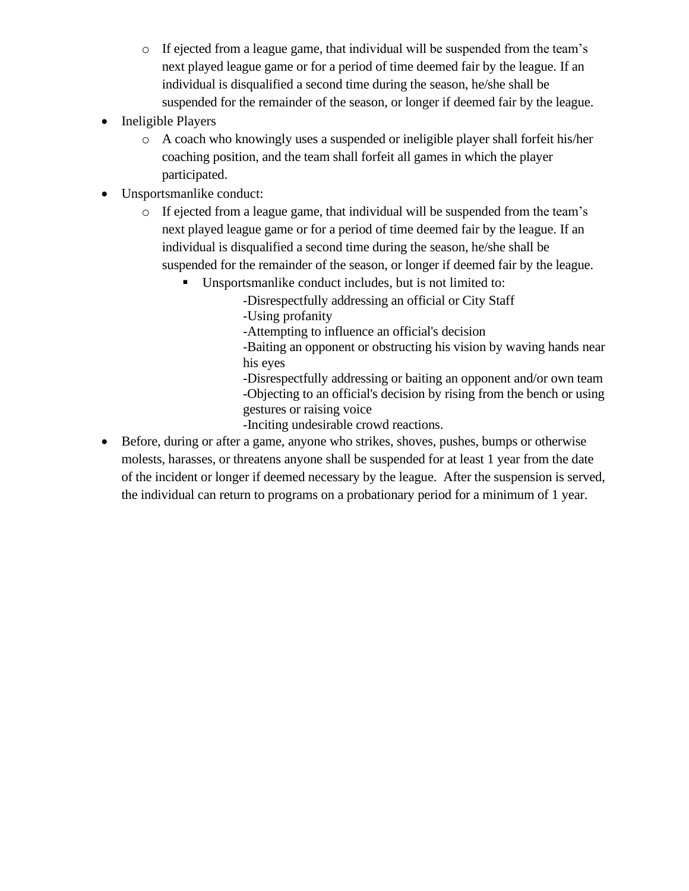- If ejected from a league game, that individual will be suspended from the team's next played league game or for a period of time deemed fair by the league. If an individual is disqualified a second time during the season, he/she shall be suspended for the remainder of the season, or longer if deemed fair by the league.
- Ineligible Players
  - A coach who knowingly uses a suspended or ineligible player shall forfeit his/her coaching position, and the team shall forfeit all games in which the player participated.
- Unsportsmanlike conduct:
  - If ejected from a league game, that individual will be suspended from the team's next played league game or for a period of time deemed fair by the league. If an individual is disqualified a second time during the season, he/she shall be suspended for the remainder of the season, or longer if deemed fair by the league.
    - Unsportsmanlike conduct includes, but is not limited to:

      -Disrespectfully addressing an official or City Staff  
      -Using profanity  
      -Attempting to influence an official's decision  
      -Baiting an opponent or obstructing his vision by waving hands near his eyes  
      -Disrespectfully addressing or baiting an opponent and/or own team  
      -Objecting to an official's decision by rising from the bench or using gestures or raising voice  
      -Inciting undesirable crowd reactions.
- Before, during or after a game, anyone who strikes, shoves, pushes, bumps or otherwise molests, harasses, or threatens anyone shall be suspended for at least 1 year from the date of the incident or longer if deemed necessary by the league. After the suspension is served, the individual can return to programs on a probationary period for a minimum of 1 year.